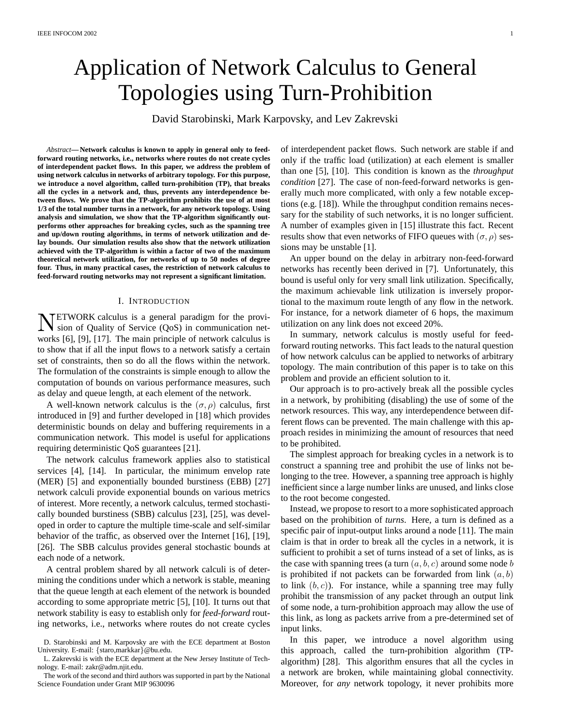# Application of Network Calculus to General Topologies using Turn-Prohibition

David Starobinski, Mark Karpovsky, and Lev Zakrevski

*Abstract*— **Network calculus is known to apply in general only to feed-forward routing networks, i.e., networks where routes do not create cycles of interdependent packet flows. In this paper, we address the problem of using network calculus in networks of arbitrary topology. For this purpose, we introduce a novel algorithm, called turn-prohibition (TP), that breaks all the cycles in a network and, thus, prevents any interdependence between flows. We prove that the TP-algorithm prohibits the use of at most 1/3 of the total number turns in a network, for any network topology. Using analysis and simulation, we show that the TP-algorithm significantly outperforms other approaches for breaking cycles, such as the spanning tree and up/down routing algorithms, in terms of network utilization and delay bounds. Our simulation results also show that the network utilization achieved with the TP-algorithm is within a factor of two of the maximum theoretical network utilization, for networks of up to 50 nodes of degree four. Thus, in many practical cases, the restriction of network calculus to feed-forward routing networks may not represent a significant limitation.**

## I. Introduction

NETWORK calculus is a general paradigm for the provision of Quality of Service (QoS) in communication networks [6], [9], [17]. The main principle of network calculus is to show that if all the input flows to a network satisfy a certain set of constraints, then so do all the flows within the network. The formulation of the constraints is simple enough to allow the computation of bounds on various performance measures, such as delay and queue length, at each element of the network.

A well-known network calculus is the $(\sigma, \rho)$ calculus, first introduced in [9] and further developed in [18] which provides deterministic bounds on delay and buffering requirements in a communication network. This model is useful for applications requiring deterministic QoS guarantees [21].

The network calculus framework applies also to statistical services [4], [14]. In particular, the minimum envelop rate (MER) [5] and exponentially bounded burstiness (EBB) [27] network calculi provide exponential bounds on various metrics of interest. More recently, a network calculus, termed stochastically bounded burstiness (SBB) calculus [23], [25], was developed in order to capture the multiple time-scale and self-similar behavior of the traffic, as observed over the Internet [16], [19], [26]. The SBB calculus provides general stochastic bounds at each node of a network.

A central problem shared by all network calculi is of determining the conditions under which a network is stable, meaning that the queue length at each element of the network is bounded according to some appropriate metric [5], [10]. It turns out that network stability is easy to establish only for *feed-forward* routing networks, i.e., networks where routes do not create cycles of interdependent packet flows. Such network are stable if and only if the traffic load (utilization) at each element is smaller than one [5], [10]. This condition is known as the *throughput condition* [27]. The case of non-feed-forward networks is generally much more complicated, with only a few notable exceptions (e.g. [18]). While the throughput condition remains necessary for the stability of such networks, it is no longer sufficient. A number of examples given in [15] illustrate this fact. Recent results show that even networks of FIFO queues with $(\sigma, \rho)$ sessions may be unstable [1].

An upper bound on the delay in arbitrary non-feed-forward networks has recently been derived in [7]. Unfortunately, this bound is useful only for very small link utilization. Specifically, the maximum achievable link utilization is inversely proportional to the maximum route length of any flow in the network. For instance, for a network diameter of 6 hops, the maximum utilization on any link does not exceed 20%.

In summary, network calculus is mostly useful for feed-forward routing networks. This fact leads to the natural question of how network calculus can be applied to networks of arbitrary topology. The main contribution of this paper is to take on this problem and provide an efficient solution to it.

Our approach is to pro-actively break all the possible cycles in a network, by prohibiting (disabling) the use of some of the network resources. This way, any interdependence between different flows can be prevented. The main challenge with this approach resides in minimizing the amount of resources that need to be prohibited.

The simplest approach for breaking cycles in a network is to construct a spanning tree and prohibit the use of links not belonging to the tree. However, a spanning tree approach is highly inefficient since a large number links are unused, and links close to the root become congested.

Instead, we propose to resort to a more sophisticated approach based on the prohibition of *turns*. Here, a turn is defined as a specific pair of input-output links around a node [11]. The main claim is that in order to break all the cycles in a network, it is sufficient to prohibit a set of turns instead of a set of links, as is the case with spanning trees (a turn $(a, b, c)$ around some node $b$ is prohibited if not packets can be forwarded from link $(a, b)$ to link $(b, c)$). For instance, while a spanning tree may fully prohibit the transmission of any packet through an output link of some node, a turn-prohibition approach may allow the use of this link, as long as packets arrive from a pre-determined set of input links.

In this paper, we introduce a novel algorithm using this approach, called the turn-prohibition algorithm (TP-algorithm) [28]. This algorithm ensures that all the cycles in a network are broken, while maintaining global connectivity. Moreover, for *any* network topology, it never prohibits more

D. Starobinski and M. Karpovsky are with the ECE department at Boston University. E-mail: {staro,markkar}@bu.edu.

L. Zakrevski is with the ECE department at the New Jersey Institute of Technology. E-mail: zakr@adm.njit.edu.

The work of the second and third authors was supported in part by the National Science Foundation under Grant MIP 9630096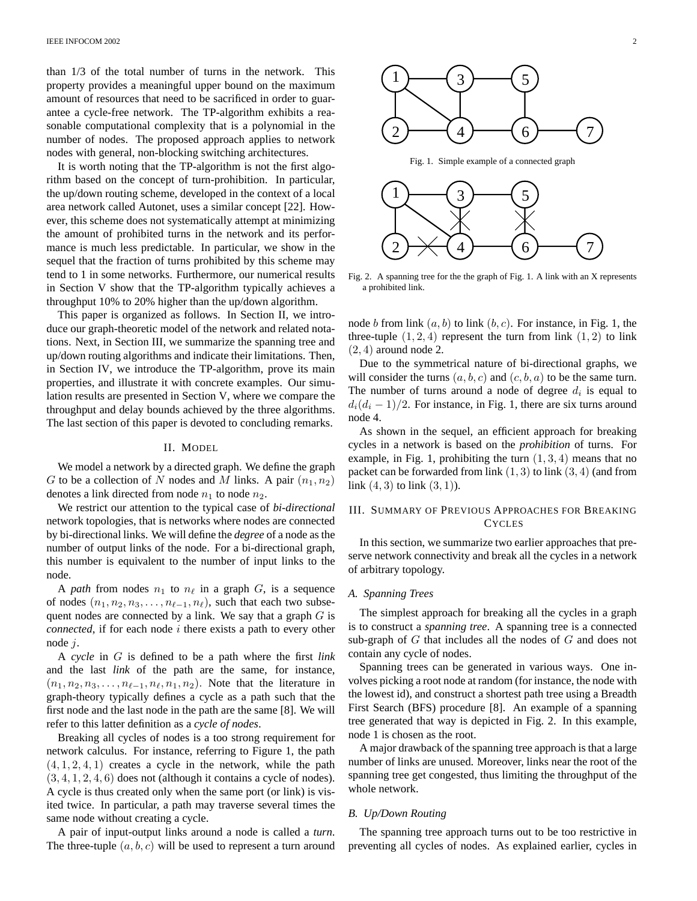than 1/3 of the total number of turns in the network. This property provides a meaningful upper bound on the maximum amount of resources that need to be sacrificed in order to guarantee a cycle-free network. The TP-algorithm exhibits a reasonable computational complexity that is a polynomial in the number of nodes. The proposed approach applies to network nodes with general, non-blocking switching architectures.

It is worth noting that the TP-algorithm is not the first algorithm based on the concept of turn-prohibition. In particular, the up/down routing scheme, developed in the context of a local area network called Autonet, uses a similar concept [22]. However, this scheme does not systematically attempt at minimizing the amount of prohibited turns in the network and its performance is much less predictable. In particular, we show in the sequel that the fraction of turns prohibited by this scheme may tend to 1 in some networks. Furthermore, our numerical results in Section V show that the TP-algorithm typically achieves a throughput 10% to 20% higher than the up/down algorithm.

This paper is organized as follows. In Section II, we introduce our graph-theoretic model of the network and related notations. Next, in Section III, we summarize the spanning tree and up/down routing algorithms and indicate their limitations. Then, in Section IV, we introduce the TP-algorithm, prove its main properties, and illustrate it with concrete examples. Our simulation results are presented in Section V, where we compare the throughput and delay bounds achieved by the three algorithms. The last section of this paper is devoted to concluding remarks.

## II. Model

We model a network by a directed graph. We define the graph $G$ to be a collection of $N$ nodes and $M$ links. A pair $(n_1, n_2)$ denotes a link directed from node $n_1$ to node $n_2$.

We restrict our attention to the typical case of *bi-directional* network topologies, that is networks where nodes are connected by bi-directional links. We will define the *degree* of a node as the number of output links of the node. For a bi-directional graph, this number is equivalent to the number of input links to the node.

A *path* from nodes $n_1$ to $n_\ell$ in a graph $G$, is a sequence of nodes $(n_1, n_2, n_3, \ldots, n_{\ell-1}, n_\ell)$, such that each two subsequent nodes are connected by a link. We say that a graph $G$ is *connected*, if for each node $i$ there exists a path to every other node $j$.

A *cycle* in $G$ is defined to be a path where the first *link* and the last *link* of the path are the same, for instance, $(n_1, n_2, n_3, \ldots, n_{\ell-1}, n_\ell, n_1, n_2)$. Note that the literature in graph-theory typically defines a cycle as a path such that the first node and the last node in the path are the same [8]. We will refer to this latter definition as a *cycle of nodes*.

Breaking all cycles of nodes is a too strong requirement for network calculus. For instance, referring to Figure 1, the path $(4, 1, 2, 4, 1)$ creates a cycle in the network, while the path $(3, 4, 1, 2, 4, 6)$ does not (although it contains a cycle of nodes). A cycle is thus created only when the same port (or link) is visited twice. In particular, a path may traverse several times the same node without creating a cycle.

A pair of input-output links around a node is called a *turn*. The three-tuple $(a, b, c)$ will be used to represent a turn around node $b$ from link $(a, b)$ to link $(b, c)$. For instance, in Fig. 1, the three-tuple $(1, 2, 4)$ represent the turn from link $(1, 2)$ to link $(2, 4)$ around node 2.

Fig. 1. Simple example of a connected graph

Fig. 2. A spanning tree for the the graph of Fig. 1. A link with an X represents a prohibited link.

Due to the symmetrical nature of bi-directional graphs, we will consider the turns $(a, b, c)$ and $(c, b, a)$ to be the same turn. The number of turns around a node of degree $d_i$ is equal to $d_i(d_i - 1)/2$. For instance, in Fig. 1, there are six turns around node 4.

As shown in the sequel, an efficient approach for breaking cycles in a network is based on the *prohibition* of turns. For example, in Fig. 1, prohibiting the turn $(1, 3, 4)$ means that no packet can be forwarded from link $(1, 3)$ to link $(3, 4)$ (and from link $(4, 3)$ to link $(3, 1)$).

## III. Summary of Previous Approaches for Breaking Cycles

In this section, we summarize two earlier approaches that preserve network connectivity and break all the cycles in a network of arbitrary topology.

### A. Spanning Trees

The simplest approach for breaking all the cycles in a graph is to construct a *spanning tree*. A spanning tree is a connected sub-graph of $G$ that includes all the nodes of $G$ and does not contain any cycle of nodes.

Spanning trees can be generated in various ways. One involves picking a root node at random (for instance, the node with the lowest id), and construct a shortest path tree using a Breadth First Search (BFS) procedure [8]. An example of a spanning tree generated that way is depicted in Fig. 2. In this example, node 1 is chosen as the root.

A major drawback of the spanning tree approach is that a large number of links are unused. Moreover, links near the root of the spanning tree get congested, thus limiting the throughput of the whole network.

### B. Up/Down Routing

The spanning tree approach turns out to be too restrictive in preventing all cycles of nodes. As explained earlier, cycles in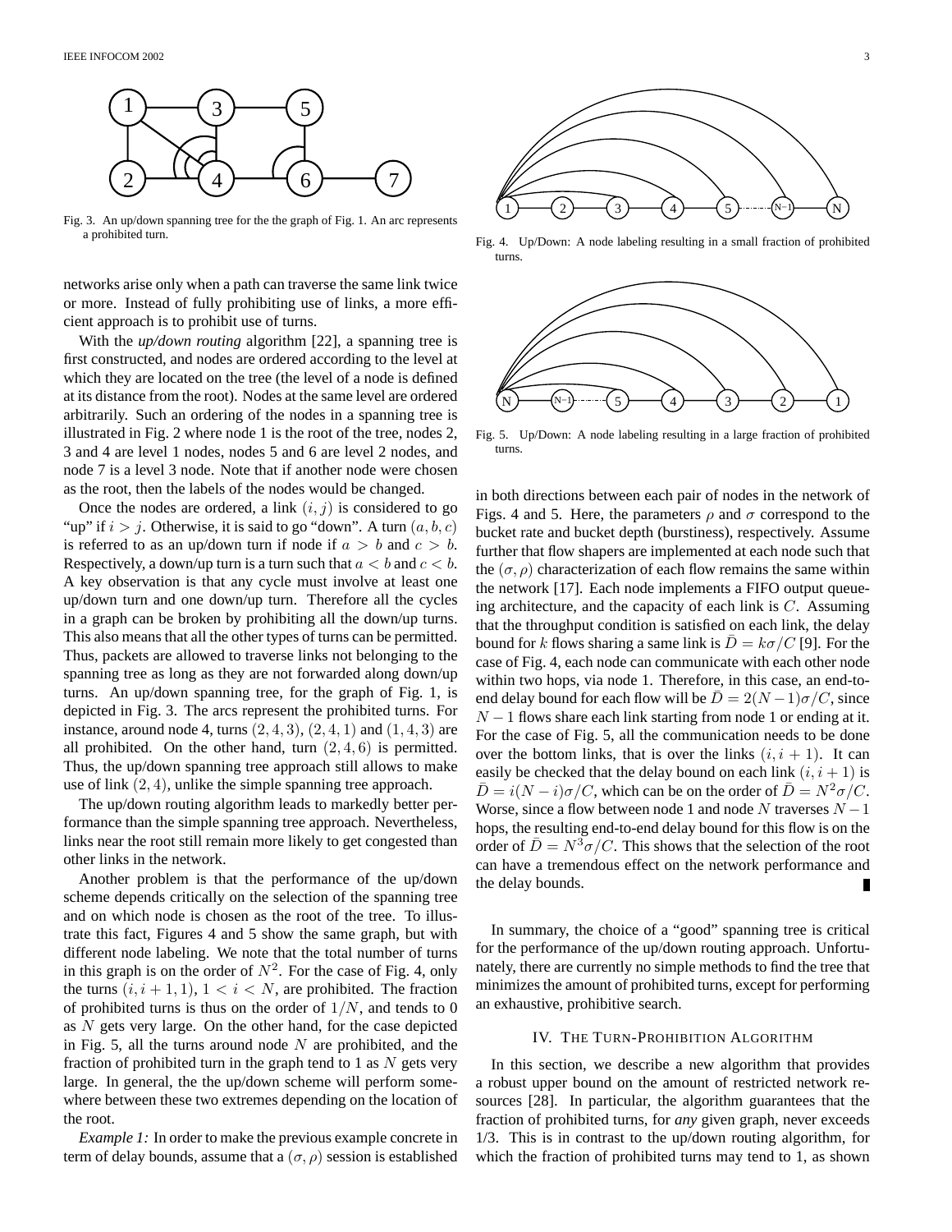Fig. 3. An up/down spanning tree for the the graph of Fig. 1. An arc represents a prohibited turn.

networks arise only when a path can traverse the same link twice or more. Instead of fully prohibiting use of links, a more efficient approach is to prohibit use of turns.

With the *up/down routing* algorithm [22], a spanning tree is first constructed, and nodes are ordered according to the level at which they are located on the tree (the level of a node is defined at its distance from the root). Nodes at the same level are ordered arbitrarily. Such an ordering of the nodes in a spanning tree is illustrated in Fig. 2 where node 1 is the root of the tree, nodes 2, 3 and 4 are level 1 nodes, nodes 5 and 6 are level 2 nodes, and node 7 is a level 3 node. Note that if another node were chosen as the root, then the labels of the nodes would be changed.

Once the nodes are ordered, a link $(i, j)$ is considered to go "up" if $i > j$. Otherwise, it is said to go "down". A turn $(a, b, c)$ is referred to as an up/down turn if node if $a > b$ and $c > b$. Respectively, a down/up turn is a turn such that $a < b$ and $c < b$. A key observation is that any cycle must involve at least one up/down turn and one down/up turn. Therefore all the cycles in a graph can be broken by prohibiting all the down/up turns. This also means that all the other types of turns can be permitted. Thus, packets are allowed to traverse links not belonging to the spanning tree as long as they are not forwarded along down/up turns. An up/down spanning tree, for the graph of Fig. 1, is depicted in Fig. 3. The arcs represent the prohibited turns. For instance, around node 4, turns $(2, 4, 3)$, $(2, 4, 1)$ and $(1, 4, 3)$ are all prohibited. On the other hand, turn $(2, 4, 6)$ is permitted. Thus, the up/down spanning tree approach still allows to make use of link $(2, 4)$, unlike the simple spanning tree approach.

The up/down routing algorithm leads to markedly better performance than the simple spanning tree approach. Nevertheless, links near the root still remain more likely to get congested than other links in the network.

Another problem is that the performance of the up/down scheme depends critically on the selection of the spanning tree and on which node is chosen as the root of the tree. To illustrate this fact, Figures 4 and 5 show the same graph, but with different node labeling. We note that the total number of turns in this graph is on the order of $N^2$. For the case of Fig. 4, only the turns $(i, i+1, 1)$, $1 < i < N$, are prohibited. The fraction of prohibited turns is thus on the order of $1/N$, and tends to 0 as $N$ gets very large. On the other hand, for the case depicted in Fig. 5, all the turns around node $N$ are prohibited, and the fraction of prohibited turn in the graph tend to 1 as $N$ gets very large. In general, the the up/down scheme will perform somewhere between these two extremes depending on the location of the root.

*Example 1:* In order to make the previous example concrete in term of delay bounds, assume that a $(\sigma, \rho)$ session is established in both directions between each pair of nodes in the network of Figs. 4 and 5. Here, the parameters $\rho$ and $\sigma$ correspond to the bucket rate and bucket depth (burstiness), respectively. Assume further that flow shapers are implemented at each node such that the $(\sigma, \rho)$ characterization of each flow remains the same within the network [17]. Each node implements a FIFO output queueing architecture, and the capacity of each link is $C$. Assuming that the throughput condition is satisfied on each link, the delay bound for $k$ flows sharing a same link is $\bar{D} = k\sigma/C$ [9]. For the case of Fig. 4, each node can communicate with each other node within two hops, via node 1. Therefore, in this case, an end-to-end delay bound for each flow will be $\bar{D} = 2(N-1)\sigma/C$, since $N-1$ flows share each link starting from node 1 or ending at it. For the case of Fig. 5, all the communication needs to be done over the bottom links, that is over the links $(i, i+1)$. It can easily be checked that the delay bound on each link $(i, i+1)$ is $\bar{D} = i(N-i)\sigma/C$, which can be on the order of $\bar{D} = N^2\sigma/C$. Worse, since a flow between node 1 and node $N$ traverses $N-1$ hops, the resulting end-to-end delay bound for this flow is on the order of $\bar{D} = N^3\sigma/C$. This shows that the selection of the root can have a tremendous effect on the network performance and the delay bounds. ∎

Fig. 4. Up/Down: A node labeling resulting in a small fraction of prohibited turns.

Fig. 5. Up/Down: A node labeling resulting in a large fraction of prohibited turns.

In summary, the choice of a "good" spanning tree is critical for the performance of the up/down routing approach. Unfortunately, there are currently no simple methods to find the tree that minimizes the amount of prohibited turns, except for performing an exhaustive, prohibitive search.

## IV. The Turn-Prohibition Algorithm

In this section, we describe a new algorithm that provides a robust upper bound on the amount of restricted network resources [28]. In particular, the algorithm guarantees that the fraction of prohibited turns, for *any* given graph, never exceeds 1/3. This is in contrast to the up/down routing algorithm, for which the fraction of prohibited turns may tend to 1, as shown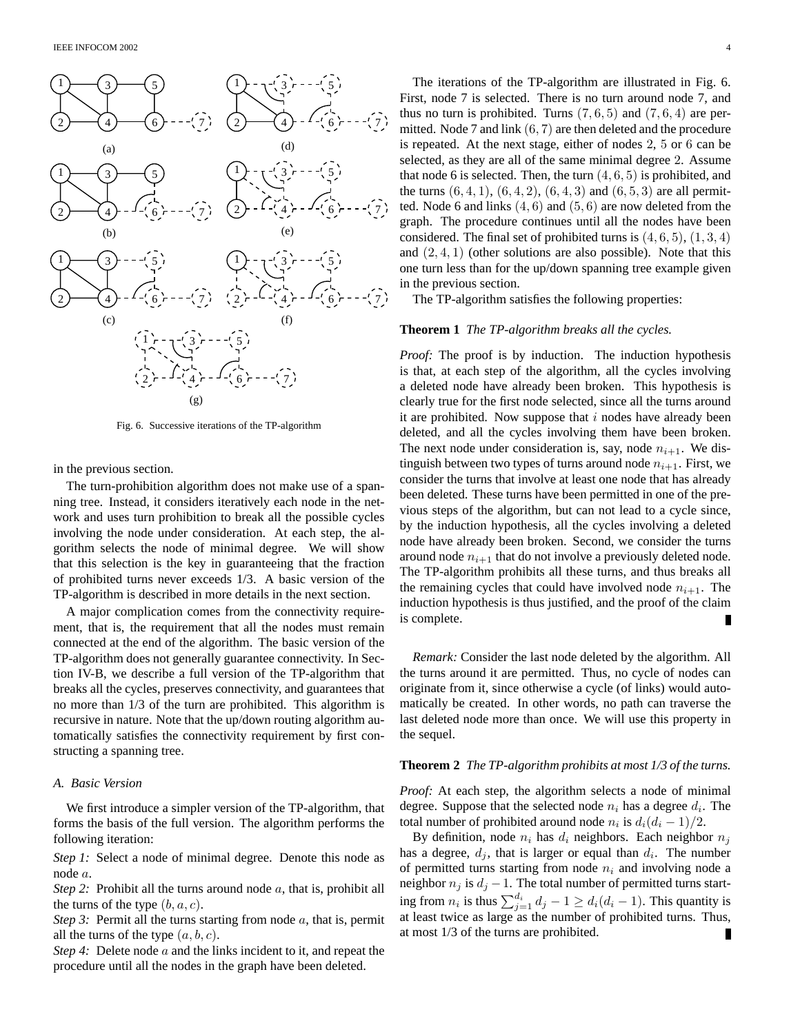Fig. 6. Successive iterations of the TP-algorithm

in the previous section.

The turn-prohibition algorithm does not make use of a spanning tree. Instead, it considers iteratively each node in the network and uses turn prohibition to break all the possible cycles involving the node under consideration. At each step, the algorithm selects the node of minimal degree. We will show that this selection is the key in guaranteeing that the fraction of prohibited turns never exceeds 1/3. A basic version of the TP-algorithm is described in more details in the next section.

A major complication comes from the connectivity requirement, that is, the requirement that all the nodes must remain connected at the end of the algorithm. The basic version of the TP-algorithm does not generally guarantee connectivity. In Section IV-B, we describe a full version of the TP-algorithm that breaks all the cycles, preserves connectivity, and guarantees that no more than 1/3 of the turn are prohibited. This algorithm is recursive in nature. Note that the up/down routing algorithm automatically satisfies the connectivity requirement by first constructing a spanning tree.

### A. Basic Version

We first introduce a simpler version of the TP-algorithm, that forms the basis of the full version. The algorithm performs the following iteration:

*Step 1:* Select a node of minimal degree. Denote this node as node $a$.

*Step 2:* Prohibit all the turns around node $a$, that is, prohibit all the turns of the type $(b, a, c)$.

*Step 3:* Permit all the turns starting from node $a$, that is, permit all the turns of the type $(a, b, c)$.

*Step 4:* Delete node $a$ and the links incident to it, and repeat the procedure until all the nodes in the graph have been deleted.

The iterations of the TP-algorithm are illustrated in Fig. 6. First, node 7 is selected. There is no turn around node 7, and thus no turn is prohibited. Turns $(7, 6, 5)$ and $(7, 6, 4)$ are permitted. Node 7 and link $(6, 7)$ are then deleted and the procedure is repeated. At the next stage, either of nodes 2, 5 or 6 can be selected, as they are all of the same minimal degree 2. Assume that node 6 is selected. Then, the turn $(4, 6, 5)$ is prohibited, and the turns $(6, 4, 1)$, $(6, 4, 2)$, $(6, 4, 3)$ and $(6, 5, 3)$ are all permitted. Node 6 and links $(4, 6)$ and $(5, 6)$ are now deleted from the graph. The procedure continues until all the nodes have been considered. The final set of prohibited turns is $(4, 6, 5)$, $(1, 3, 4)$ and $(2, 4, 1)$ (other solutions are also possible). Note that this one turn less than for the up/down spanning tree example given in the previous section.

The TP-algorithm satisfies the following properties:

**Theorem 1** *The TP-algorithm breaks all the cycles.*

*Proof:* The proof is by induction. The induction hypothesis is that, at each step of the algorithm, all the cycles involving a deleted node have already been broken. This hypothesis is clearly true for the first node selected, since all the turns around it are prohibited. Now suppose that $i$ nodes have already been deleted, and all the cycles involving them have been broken. The next node under consideration is, say, node $n_{i+1}$. We distinguish between two types of turns around node $n_{i+1}$. First, we consider the turns that involve at least one node that has already been deleted. These turns have been permitted in one of the previous steps of the algorithm, but can not lead to a cycle since, by the induction hypothesis, all the cycles involving a deleted node have already been broken. Second, we consider the turns around node $n_{i+1}$ that do not involve a previously deleted node. The TP-algorithm prohibits all these turns, and thus breaks all the remaining cycles that could have involved node $n_{i+1}$. The induction hypothesis is thus justified, and the proof of the claim is complete. ∎

*Remark:* Consider the last node deleted by the algorithm. All the turns around it are permitted. Thus, no cycle of nodes can originate from it, since otherwise a cycle (of links) would automatically be created. In other words, no path can traverse the last deleted node more than once. We will use this property in the sequel.

**Theorem 2** *The TP-algorithm prohibits at most 1/3 of the turns.*

*Proof:* At each step, the algorithm selects a node of minimal degree. Suppose that the selected node $n_i$ has a degree $d_i$. The total number of prohibited around node $n_i$ is $d_i(d_i - 1)/2$.

By definition, node $n_i$ has $d_i$ neighbors. Each neighbor $n_j$ has a degree, $d_j$, that is larger or equal than $d_i$. The number of permitted turns starting from node $n_i$ and involving node a neighbor $n_j$ is $d_j - 1$. The total number of permitted turns starting from $n_i$ is thus $\sum_{j=1}^{d_i} d_j - 1 \geq d_i(d_i - 1)$. This quantity is at least twice as large as the number of prohibited turns. Thus, at most 1/3 of the turns are prohibited. ∎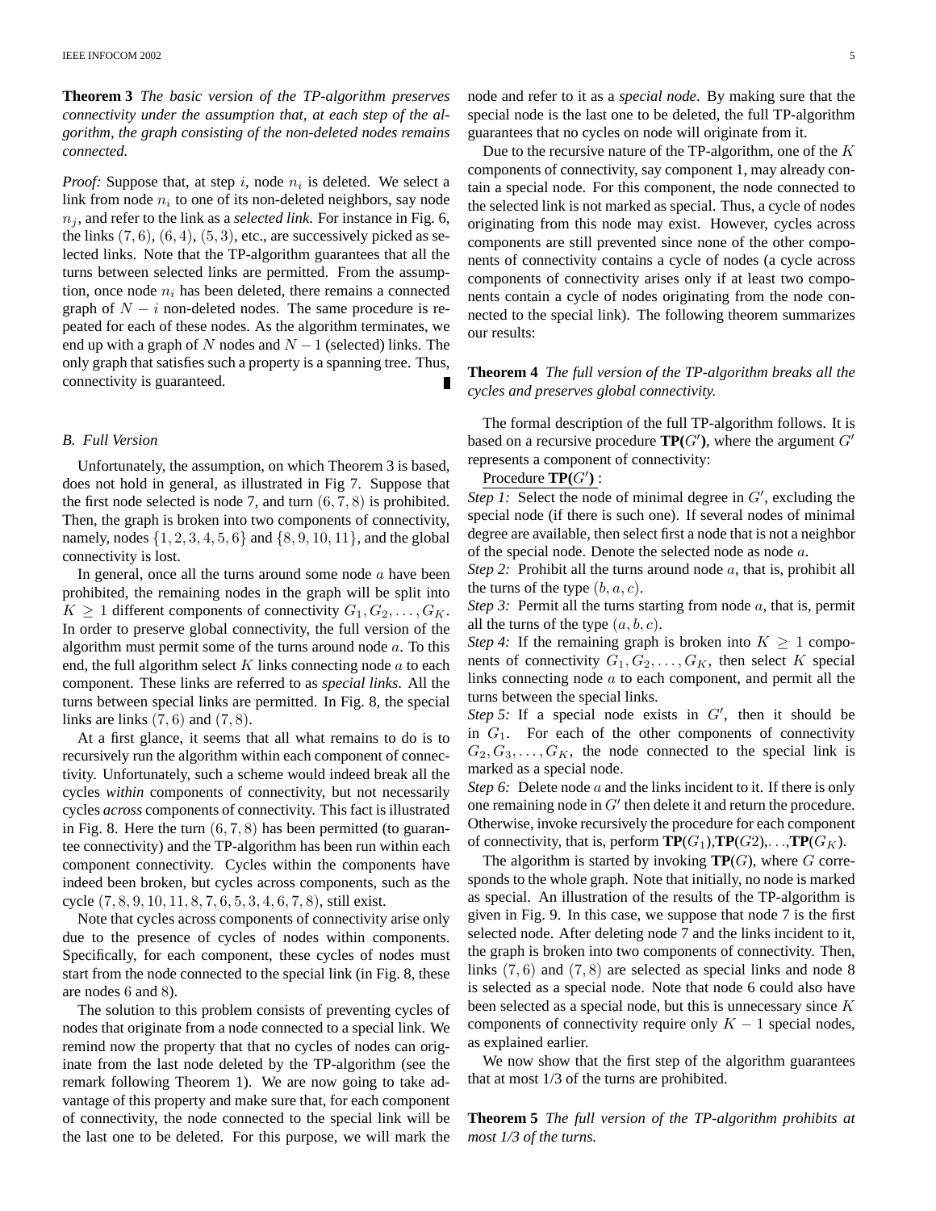**Theorem 3** *The basic version of the TP-algorithm preserves connectivity under the assumption that, at each step of the algorithm, the graph consisting of the non-deleted nodes remains connected.*

*Proof:* Suppose that, at step $i$, node $n_i$ is deleted. We select a link from node $n_i$ to one of its non-deleted neighbors, say node $n_j$, and refer to the link as a *selected link*. For instance in Fig. 6, the links $(7, 6)$, $(6, 4)$, $(5, 3)$, etc., are successively picked as selected links. Note that the TP-algorithm guarantees that all the turns between selected links are permitted. From the assumption, once node $n_i$ has been deleted, there remains a connected graph of $N - i$ non-deleted nodes. The same procedure is repeated for each of these nodes. As the algorithm terminates, we end up with a graph of $N$ nodes and $N - 1$ (selected) links. The only graph that satisfies such a property is a spanning tree. Thus, connectivity is guaranteed. ∎

### B. Full Version

Unfortunately, the assumption, on which Theorem 3 is based, does not hold in general, as illustrated in Fig 7. Suppose that the first node selected is node 7, and turn $(6, 7, 8)$ is prohibited. Then, the graph is broken into two components of connectivity, namely, nodes $\{1, 2, 3, 4, 5, 6\}$ and $\{8, 9, 10, 11\}$, and the global connectivity is lost.

In general, once all the turns around some node $a$ have been prohibited, the remaining nodes in the graph will be split into $K \geq 1$ different components of connectivity $G_1, G_2, \ldots, G_K$. In order to preserve global connectivity, the full version of the algorithm must permit some of the turns around node $a$. To this end, the full algorithm select $K$ links connecting node $a$ to each component. These links are referred to as *special links*. All the turns between special links are permitted. In Fig. 8, the special links are links $(7, 6)$ and $(7, 8)$.

At a first glance, it seems that all what remains to do is to recursively run the algorithm within each component of connectivity. Unfortunately, such a scheme would indeed break all the cycles *within* components of connectivity, but not necessarily cycles *across* components of connectivity. This fact is illustrated in Fig. 8. Here the turn $(6, 7, 8)$ has been permitted (to guarantee connectivity) and the TP-algorithm has been run within each component connectivity. Cycles within the components have indeed been broken, but cycles across components, such as the cycle $(7, 8, 9, 10, 11, 8, 7, 6, 5, 3, 4, 6, 7, 8)$, still exist.

Note that cycles across components of connectivity arise only due to the presence of cycles of nodes within components. Specifically, for each component, these cycles of nodes must start from the node connected to the special link (in Fig. 8, these are nodes 6 and 8).

The solution to this problem consists of preventing cycles of nodes that originate from a node connected to a special link. We remind now the property that that no cycles of nodes can originate from the last node deleted by the TP-algorithm (see the remark following Theorem 1). We are now going to take advantage of this property and make sure that, for each component of connectivity, the node connected to the special link will be the last one to be deleted. For this purpose, we will mark the node and refer to it as a *special node*. By making sure that the special node is the last one to be deleted, the full TP-algorithm guarantees that no cycles on node will originate from it.

Due to the recursive nature of the TP-algorithm, one of the $K$ components of connectivity, say component 1, may already contain a special node. For this component, the node connected to the selected link is not marked as special. Thus, a cycle of nodes originating from this node may exist. However, cycles across components are still prevented since none of the other components of connectivity contains a cycle of nodes (a cycle across components of connectivity arises only if at least two components contain a cycle of nodes originating from the node connected to the special link). The following theorem summarizes our results:

**Theorem 4** *The full version of the TP-algorithm breaks all the cycles and preserves global connectivity.*

The formal description of the full TP-algorithm follows. It is based on a recursive procedure **TP($G'$)**, where the argument $G'$ represents a component of connectivity:

Procedure **TP($G'$)** :

*Step 1:* Select the node of minimal degree in $G'$, excluding the special node (if there is such one). If several nodes of minimal degree are available, then select first a node that is not a neighbor of the special node. Denote the selected node as node $a$.

*Step 2:* Prohibit all the turns around node $a$, that is, prohibit all the turns of the type $(b, a, c)$.

*Step 3:* Permit all the turns starting from node $a$, that is, permit all the turns of the type $(a, b, c)$.

*Step 4:* If the remaining graph is broken into $K \geq 1$ components of connectivity $G_1, G_2, \ldots, G_K$, then select $K$ special links connecting node $a$ to each component, and permit all the turns between the special links.

*Step 5:* If a special node exists in $G'$, then it should be in $G_1$. For each of the other components of connectivity $G_2, G_3, \ldots, G_K$, the node connected to the special link is marked as a special node.

*Step 6:* Delete node $a$ and the links incident to it. If there is only one remaining node in $G'$ then delete it and return the procedure. Otherwise, invoke recursively the procedure for each component of connectivity, that is, perform **TP**($G_1$),**TP**($G2$),...,**TP**($G_K$).

The algorithm is started by invoking **TP**($G$), where $G$ corresponds to the whole graph. Note that initially, no node is marked as special. An illustration of the results of the TP-algorithm is given in Fig. 9. In this case, we suppose that node 7 is the first selected node. After deleting node 7 and the links incident to it, the graph is broken into two components of connectivity. Then, links $(7, 6)$ and $(7, 8)$ are selected as special links and node 8 is selected as a special node. Note that node 6 could also have been selected as a special node, but this is unnecessary since $K$ components of connectivity require only $K - 1$ special nodes, as explained earlier.

We now show that the first step of the algorithm guarantees that at most 1/3 of the turns are prohibited.

**Theorem 5** *The full version of the TP-algorithm prohibits at most 1/3 of the turns.*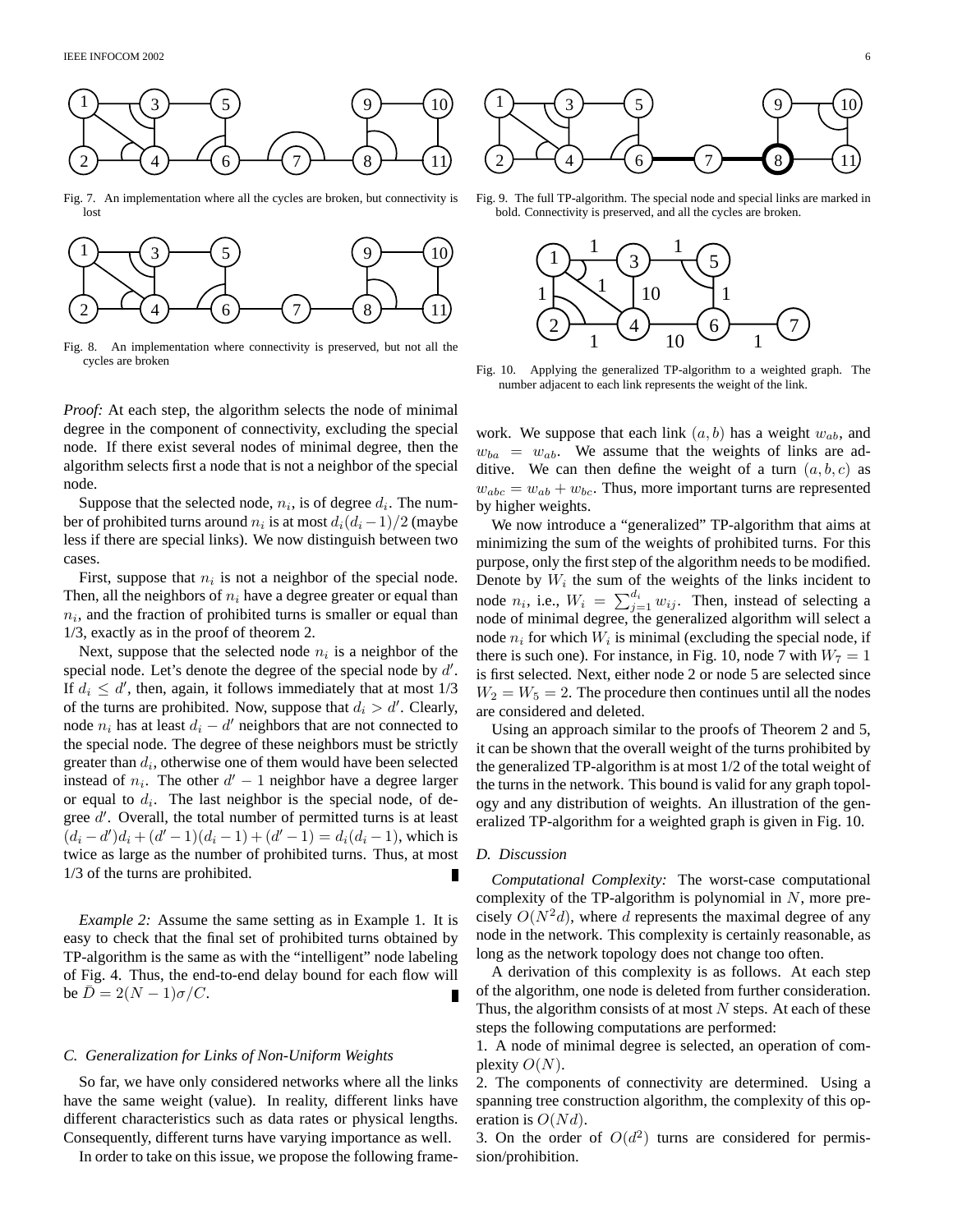Fig. 7. An implementation where all the cycles are broken, but connectivity is lost

Fig. 8. An implementation where connectivity is preserved, but not all the cycles are broken

*Proof:* At each step, the algorithm selects the node of minimal degree in the component of connectivity, excluding the special node. If there exist several nodes of minimal degree, then the algorithm selects first a node that is not a neighbor of the special node.

Suppose that the selected node, $n_i$, is of degree $d_i$. The number of prohibited turns around $n_i$ is at most $d_i(d_i-1)/2$ (maybe less if there are special links). We now distinguish between two cases.

First, suppose that $n_i$ is not a neighbor of the special node. Then, all the neighbors of $n_i$ have a degree greater or equal than $n_i$, and the fraction of prohibited turns is smaller or equal than 1/3, exactly as in the proof of theorem 2.

Next, suppose that the selected node $n_i$ is a neighbor of the special node. Let's denote the degree of the special node by $d'$. If $d_i \leq d'$, then, again, it follows immediately that at most 1/3 of the turns are prohibited. Now, suppose that $d_i > d'$. Clearly, node $n_i$ has at least $d_i - d'$ neighbors that are not connected to the special node. The degree of these neighbors must be strictly greater than $d_i$, otherwise one of them would have been selected instead of $n_i$. The other $d'-1$ neighbor have a degree larger or equal to $d_i$. The last neighbor is the special node, of degree $d'$. Overall, the total number of permitted turns is at least $(d_i-d')d_i + (d'-1)(d_i-1) + (d'-1) = d_i(d_i-1)$, which is twice as large as the number of prohibited turns. Thus, at most 1/3 of the turns are prohibited. ∎

*Example 2:* Assume the same setting as in Example 1. It is easy to check that the final set of prohibited turns obtained by TP-algorithm is the same as with the "intelligent" node labeling of Fig. 4. Thus, the end-to-end delay bound for each flow will be $\bar{D} = 2(N-1)\sigma/C$. ∎

### C. Generalization for Links of Non-Uniform Weights

So far, we have only considered networks where all the links have the same weight (value). In reality, different links have different characteristics such as data rates or physical lengths. Consequently, different turns have varying importance as well.

In order to take on this issue, we propose the following framework. We suppose that each link $(a,b)$ has a weight $w_{ab}$, and $w_{ba} = w_{ab}$. We assume that the weights of links are additive. We can then define the weight of a turn $(a,b,c)$ as $w_{abc} = w_{ab} + w_{bc}$. Thus, more important turns are represented by higher weights.

Fig. 9. The full TP-algorithm. The special node and special links are marked in bold. Connectivity is preserved, and all the cycles are broken.

Fig. 10. Applying the generalized TP-algorithm to a weighted graph. The number adjacent to each link represents the weight of the link.

We now introduce a "generalized" TP-algorithm that aims at minimizing the sum of the weights of prohibited turns. For this purpose, only the first step of the algorithm needs to be modified. Denote by $W_i$ the sum of the weights of the links incident to node $n_i$, i.e., $W_i = \sum_{j=1}^{d_i} w_{ij}$. Then, instead of selecting a node of minimal degree, the generalized algorithm will select a node $n_i$ for which $W_i$ is minimal (excluding the special node, if there is such one). For instance, in Fig. 10, node 7 with $W_7 = 1$ is first selected. Next, either node 2 or node 5 are selected since $W_2 = W_5 = 2$. The procedure then continues until all the nodes are considered and deleted.

Using an approach similar to the proofs of Theorem 2 and 5, it can be shown that the overall weight of the turns prohibited by the generalized TP-algorithm is at most 1/2 of the total weight of the turns in the network. This bound is valid for any graph topology and any distribution of weights. An illustration of the generalized TP-algorithm for a weighted graph is given in Fig. 10.

### D. Discussion

*Computational Complexity:* The worst-case computational complexity of the TP-algorithm is polynomial in $N$, more precisely $O(N^2d)$, where $d$ represents the maximal degree of any node in the network. This complexity is certainly reasonable, as long as the network topology does not change too often.

A derivation of this complexity is as follows. At each step of the algorithm, one node is deleted from further consideration. Thus, the algorithm consists of at most $N$ steps. At each of these steps the following computations are performed:

1. A node of minimal degree is selected, an operation of complexity $O(N)$.
2. The components of connectivity are determined. Using a spanning tree construction algorithm, the complexity of this operation is $O(Nd)$.
3. On the order of $O(d^2)$ turns are considered for permission/prohibition.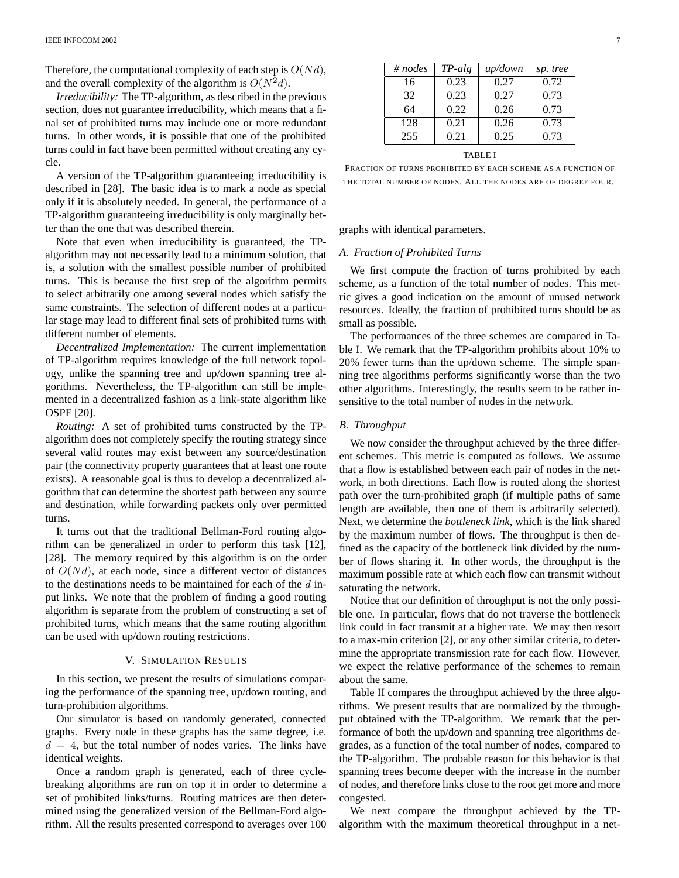Therefore, the computational complexity of each step is $O(Nd)$, and the overall complexity of the algorithm is $O(N^2d)$.

*Irreducibility:* The TP-algorithm, as described in the previous section, does not guarantee irreducibility, which means that a final set of prohibited turns may include one or more redundant turns. In other words, it is possible that one of the prohibited turns could in fact have been permitted without creating any cycle.

A version of the TP-algorithm guaranteeing irreducibility is described in [28]. The basic idea is to mark a node as special only if it is absolutely needed. In general, the performance of a TP-algorithm guaranteeing irreducibility is only marginally better than the one that was described therein.

Note that even when irreducibility is guaranteed, the TP-algorithm may not necessarily lead to a minimum solution, that is, a solution with the smallest possible number of prohibited turns. This is because the first step of the algorithm permits to select arbitrarily one among several nodes which satisfy the same constraints. The selection of different nodes at a particular stage may lead to different final sets of prohibited turns with different number of elements.

*Decentralized Implementation:* The current implementation of TP-algorithm requires knowledge of the full network topology, unlike the spanning tree and up/down spanning tree algorithms. Nevertheless, the TP-algorithm can still be implemented in a decentralized fashion as a link-state algorithm like OSPF [20].

*Routing:* A set of prohibited turns constructed by the TP-algorithm does not completely specify the routing strategy since several valid routes may exist between any source/destination pair (the connectivity property guarantees that at least one route exists). A reasonable goal is thus to develop a decentralized algorithm that can determine the shortest path between any source and destination, while forwarding packets only over permitted turns.

It turns out that the traditional Bellman-Ford routing algorithm can be generalized in order to perform this task [12], [28]. The memory required by this algorithm is on the order of $O(Nd)$, at each node, since a different vector of distances to the destinations needs to be maintained for each of the $d$ input links. We note that the problem of finding a good routing algorithm is separate from the problem of constructing a set of prohibited turns, which means that the same routing algorithm can be used with up/down routing restrictions.

## V. Simulation Results

In this section, we present the results of simulations comparing the performance of the spanning tree, up/down routing, and turn-prohibition algorithms.

Our simulator is based on randomly generated, connected graphs. Every node in these graphs has the same degree, i.e. $d = 4$, but the total number of nodes varies. The links have identical weights.

Once a random graph is generated, each of three cycle-breaking algorithms are run on top it in order to determine a set of prohibited links/turns. Routing matrices are then determined using the generalized version of the Bellman-Ford algorithm. All the results presented correspond to averages over 100 graphs with identical parameters.

| *# nodes* | *TP-alg* | *up/down* | *sp. tree* |
|---|---|---|---|
| 16 | 0.23 | 0.27 | 0.72 |
| 32 | 0.23 | 0.27 | 0.73 |
| 64 | 0.22 | 0.26 | 0.73 |
| 128 | 0.21 | 0.26 | 0.73 |
| 255 | 0.21 | 0.25 | 0.73 |

TABLE I

Fraction of turns prohibited by each scheme as a function of the total number of nodes. All the nodes are of degree four.

### A. Fraction of Prohibited Turns

We first compute the fraction of turns prohibited by each scheme, as a function of the total number of nodes. This metric gives a good indication on the amount of unused network resources. Ideally, the fraction of prohibited turns should be as small as possible.

The performances of the three schemes are compared in Table I. We remark that the TP-algorithm prohibits about 10% to 20% fewer turns than the up/down scheme. The simple spanning tree algorithms performs significantly worse than the two other algorithms. Interestingly, the results seem to be rather insensitive to the total number of nodes in the network.

### B. Throughput

We now consider the throughput achieved by the three different schemes. This metric is computed as follows. We assume that a flow is established between each pair of nodes in the network, in both directions. Each flow is routed along the shortest path over the turn-prohibited graph (if multiple paths of same length are available, then one of them is arbitrarily selected). Next, we determine the *bottleneck link*, which is the link shared by the maximum number of flows. The throughput is then defined as the capacity of the bottleneck link divided by the number of flows sharing it. In other words, the throughput is the maximum possible rate at which each flow can transmit without saturating the network.

Notice that our definition of throughput is not the only possible one. In particular, flows that do not traverse the bottleneck link could in fact transmit at a higher rate. We may then resort to a max-min criterion [2], or any other similar criteria, to determine the appropriate transmission rate for each flow. However, we expect the relative performance of the schemes to remain about the same.

Table II compares the throughput achieved by the three algorithms. We present results that are normalized by the throughput obtained with the TP-algorithm. We remark that the performance of both the up/down and spanning tree algorithms degrades, as a function of the total number of nodes, compared to the TP-algorithm. The probable reason for this behavior is that spanning trees become deeper with the increase in the number of nodes, and therefore links close to the root get more and more congested.

We next compare the throughput achieved by the TP-algorithm with the maximum theoretical throughput in a net-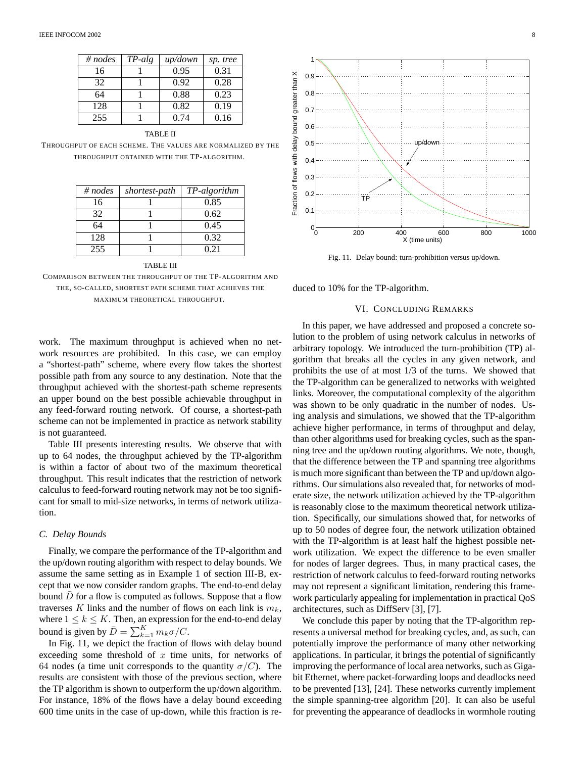| *# nodes* | *TP-alg* | *up/down* | *sp. tree* |
| --- | --- | --- | --- |
| 16 | 1 | 0.95 | 0.31 |
| 32 | 1 | 0.92 | 0.28 |
| 64 | 1 | 0.88 | 0.23 |
| 128 | 1 | 0.82 | 0.19 |
| 255 | 1 | 0.74 | 0.16 |

TABLE II

THROUGHPUT OF EACH SCHEME. THE VALUES ARE NORMALIZED BY THE THROUGHPUT OBTAINED WITH THE TP-ALGORITHM.

| *# nodes* | *shortest-path* | *TP-algorithm* |
| --- | --- | --- |
| 16 | 1 | 0.85 |
| 32 | 1 | 0.62 |
| 64 | 1 | 0.45 |
| 128 | 1 | 0.32 |
| 255 | 1 | 0.21 |

TABLE III

COMPARISON BETWEEN THE THROUGHPUT OF THE TP-ALGORITHM AND THE, SO-CALLED, SHORTEST PATH SCHEME THAT ACHIEVES THE MAXIMUM THEORETICAL THROUGHPUT.

work. The maximum throughput is achieved when no network resources are prohibited. In this case, we can employ a "shortest-path" scheme, where every flow takes the shortest possible path from any source to any destination. Note that the throughput achieved with the shortest-path scheme represents an upper bound on the best possible achievable throughput in any feed-forward routing network. Of course, a shortest-path scheme can not be implemented in practice as network stability is not guaranteed.

Table III presents interesting results. We observe that with up to 64 nodes, the throughput achieved by the TP-algorithm is within a factor of about two of the maximum theoretical throughput. This result indicates that the restriction of network calculus to feed-forward routing network may not be too significant for small to mid-size networks, in terms of network utilization.

### C. Delay Bounds

Finally, we compare the performance of the TP-algorithm and the up/down routing algorithm with respect to delay bounds. We assume the same setting as in Example 1 of section III-B, except that we now consider random graphs. The end-to-end delay bound $\bar{D}$ for a flow is computed as follows. Suppose that a flow traverses $K$ links and the number of flows on each link is $m_k$, where $1 \leq k \leq K$. Then, an expression for the end-to-end delay bound is given by $\bar{D} = \sum_{k=1}^{K} m_k \sigma / C$.

In Fig. 11, we depict the fraction of flows with delay bound exceeding some threshold of $x$ time units, for networks of 64 nodes (a time unit corresponds to the quantity $\sigma/C$). The results are consistent with those of the previous section, where the TP algorithm is shown to outperform the up/down algorithm. For instance, 18% of the flows have a delay bound exceeding 600 time units in the case of up-down, while this fraction is reduced to 10% for the TP-algorithm.

Fraction of flows with delay bound greater than X
1
0.9
0.8
0.7
0.6
0.5
0.4
0.3
0.2
0.1
0
0
200
400
600
800
1000
X (time units)
up/down
TP

Fig. 11. Delay bound: turn-prohibition versus up/down.

## VI. CONCLUDING REMARKS

In this paper, we have addressed and proposed a concrete solution to the problem of using network calculus in networks of arbitrary topology. We introduced the turn-prohibition (TP) algorithm that breaks all the cycles in any given network, and prohibits the use of at most 1/3 of the turns. We showed that the TP-algorithm can be generalized to networks with weighted links. Moreover, the computational complexity of the algorithm was shown to be only quadratic in the number of nodes. Using analysis and simulations, we showed that the TP-algorithm achieve higher performance, in terms of throughput and delay, than other algorithms used for breaking cycles, such as the spanning tree and the up/down routing algorithms. We note, though, that the difference between the TP and spanning tree algorithms is much more significant than between the TP and up/down algorithms. Our simulations also revealed that, for networks of moderate size, the network utilization achieved by the TP-algorithm is reasonably close to the maximum theoretical network utilization. Specifically, our simulations showed that, for networks of up to 50 nodes of degree four, the network utilization obtained with the TP-algorithm is at least half the highest possible network utilization. We expect the difference to be even smaller for nodes of larger degrees. Thus, in many practical cases, the restriction of network calculus to feed-forward routing networks may not represent a significant limitation, rendering this framework particularly appealing for implementation in practical QoS architectures, such as DiffServ [3], [7].

We conclude this paper by noting that the TP-algorithm represents a universal method for breaking cycles, and, as such, can potentially improve the performance of many other networking applications. In particular, it brings the potential of significantly improving the performance of local area networks, such as Gigabit Ethernet, where packet-forwarding loops and deadlocks need to be prevented [13], [24]. These networks currently implement the simple spanning-tree algorithm [20]. It can also be useful for preventing the appearance of deadlocks in wormhole routing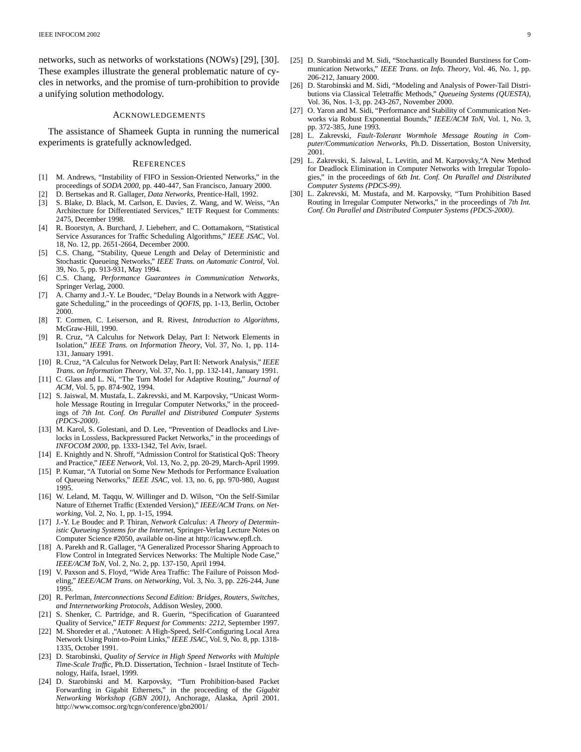networks, such as networks of workstations (NOWs) [29], [30]. These examples illustrate the general problematic nature of cycles in networks, and the promise of turn-prohibition to provide a unifying solution methodology.

## Acknowledgements

The assistance of Shameek Gupta in running the numerical experiments is gratefully acknowledged.

## References

[1] M. Andrews, "Instability of FIFO in Session-Oriented Networks," in the proceedings of *SODA 2000*, pp. 440-447, San Francisco, January 2000.

[2] D. Bertsekas and R. Gallager, *Data Networks*, Prentice-Hall, 1992.

[3] S. Blake, D. Black, M. Carlson, E. Davies, Z. Wang, and W. Weiss, "An Architecture for Differentiated Services," IETF Request for Comments: 2475, December 1998.

[4] R. Boorstyn, A. Burchard, J. Liebeherr, and C. Oottamakorn, "Statistical Service Assurances for Traffic Scheduling Algorithms," *IEEE JSAC*, Vol. 18, No. 12, pp. 2651-2664, December 2000.

[5] C.S. Chang, "Stability, Queue Length and Delay of Deterministic and Stochastic Queueing Networks," *IEEE Trans. on Automatic Control*, Vol. 39, No. 5, pp. 913-931, May 1994.

[6] C.S. Chang, *Performance Guarantees in Communication Networks*, Springer Verlag, 2000.

[7] A. Charny and J.-Y. Le Boudec, "Delay Bounds in a Network with Aggregate Scheduling," in the proceedings of *QOFIS*, pp. 1-13, Berlin, October 2000.

[8] T. Cormen, C. Leiserson, and R. Rivest, *Introduction to Algorithms*, McGraw-Hill, 1990.

[9] R. Cruz, "A Calculus for Network Delay, Part I: Network Elements in Isolation," *IEEE Trans. on Information Theory*, Vol. 37, No. 1, pp. 114-131, January 1991.

[10] R. Cruz, "A Calculus for Network Delay, Part II: Network Analysis," *IEEE Trans. on Information Theory*, Vol. 37, No. 1, pp. 132-141, January 1991.

[11] C. Glass and L. Ni, "The Turn Model for Adaptive Routing," *Journal of ACM*, Vol. 5, pp. 874-902, 1994.

[12] S. Jaiswal, M. Mustafa, L. Zakrevski, and M. Karpovsky, "Unicast Wormhole Message Routing in Irregular Computer Networks," in the proceedings of *7th Int. Conf. On Parallel and Distributed Computer Systems (PDCS-2000)*.

[13] M. Karol, S. Golestani, and D. Lee, "Prevention of Deadlocks and Livelocks in Lossless, Backpressured Packet Networks," in the proceedings of *INFOCOM 2000*, pp. 1333-1342, Tel Aviv, Israel.

[14] E. Knightly and N. Shroff, "Admission Control for Statistical QoS: Theory and Practice," *IEEE Network*, Vol. 13, No. 2, pp. 20-29, March-April 1999.

[15] P. Kumar, "A Tutorial on Some New Methods for Performance Evaluation of Queueing Networks," *IEEE JSAC*, vol. 13, no. 6, pp. 970-980, August 1995.

[16] W. Leland, M. Taqqu, W. Willinger and D. Wilson, "On the Self-Similar Nature of Ethernet Traffic (Extended Version)," *IEEE/ACM Trans. on Networking*, Vol. 2, No. 1, pp. 1-15, 1994.

[17] J.-Y. Le Boudec and P. Thiran, *Network Calculus: A Theory of Deterministic Queueing Systems for the Internet*, Springer-Verlag Lecture Notes on Computer Science #2050, available on-line at http://icawww.epfl.ch.

[18] A. Parekh and R. Gallager, "A Generalized Processor Sharing Approach to Flow Control in Integrated Services Networks: The Multiple Node Case," *IEEE/ACM ToN*, Vol. 2, No. 2, pp. 137-150, April 1994.

[19] V. Paxson and S. Floyd, "Wide Area Traffic: The Failure of Poisson Modeling," *IEEE/ACM Trans. on Networking*, Vol. 3, No. 3, pp. 226-244, June 1995.

[20] R. Perlman, *Interconnections Second Edition: Bridges, Routers, Switches, and Internetworking Protocols*, Addison Wesley, 2000.

[21] S. Shenker, C. Partridge, and R. Guerin, "Specification of Guaranteed Quality of Service," *IETF Request for Comments: 2212*, September 1997.

[22] M. Shoreder et al. ,"Autonet: A High-Speed, Self-Configuring Local Area Network Using Point-to-Point Links," *IEEE JSAC*, Vol. 9, No. 8, pp. 1318-1335, October 1991.

[23] D. Starobinski, *Quality of Service in High Speed Networks with Multiple Time-Scale Traffic*, Ph.D. Dissertation, Technion - Israel Institute of Technology, Haifa, Israel, 1999.

[24] D. Starobinski and M. Karpovsky, "Turn Prohibition-based Packet Forwarding in Gigabit Ethernets," in the proceeding of the *Gigabit Networking Workshop (GBN 2001)*, Anchorage, Alaska, April 2001. http://www.comsoc.org/tcgn/conference/gbn2001/

[25] D. Starobinski and M. Sidi, "Stochastically Bounded Burstiness for Communication Networks," *IEEE Trans. on Info. Theory*, Vol. 46, No. 1, pp. 206-212, January 2000.

[26] D. Starobinski and M. Sidi, "Modeling and Analysis of Power-Tail Distributions via Classical Teletraffic Methods," *Queueing Systems (QUESTA)*, Vol. 36, Nos. 1-3, pp. 243-267, November 2000.

[27] O. Yaron and M. Sidi, "Performance and Stability of Communication Networks via Robust Exponential Bounds," *IEEE/ACM ToN*, Vol. 1, No. 3, pp. 372-385, June 1993.

[28] L. Zakrevski, *Fault-Tolerant Wormhole Message Routing in Computer/Communication Networks*, Ph.D. Dissertation, Boston University, 2001.

[29] L. Zakrevski, S. Jaiswal, L. Levitin, and M. Karpovsky,"A New Method for Deadlock Elimination in Computer Networks with Irregular Topologies," in the proceedings of *6th Int. Conf. On Parallel and Distributed Computer Systems (PDCS-99)*.

[30] L. Zakrevski, M. Mustafa, and M. Karpovsky, "Turn Prohibition Based Routing in Irregular Computer Networks," in the proceedings of *7th Int. Conf. On Parallel and Distributed Computer Systems (PDCS-2000)*.